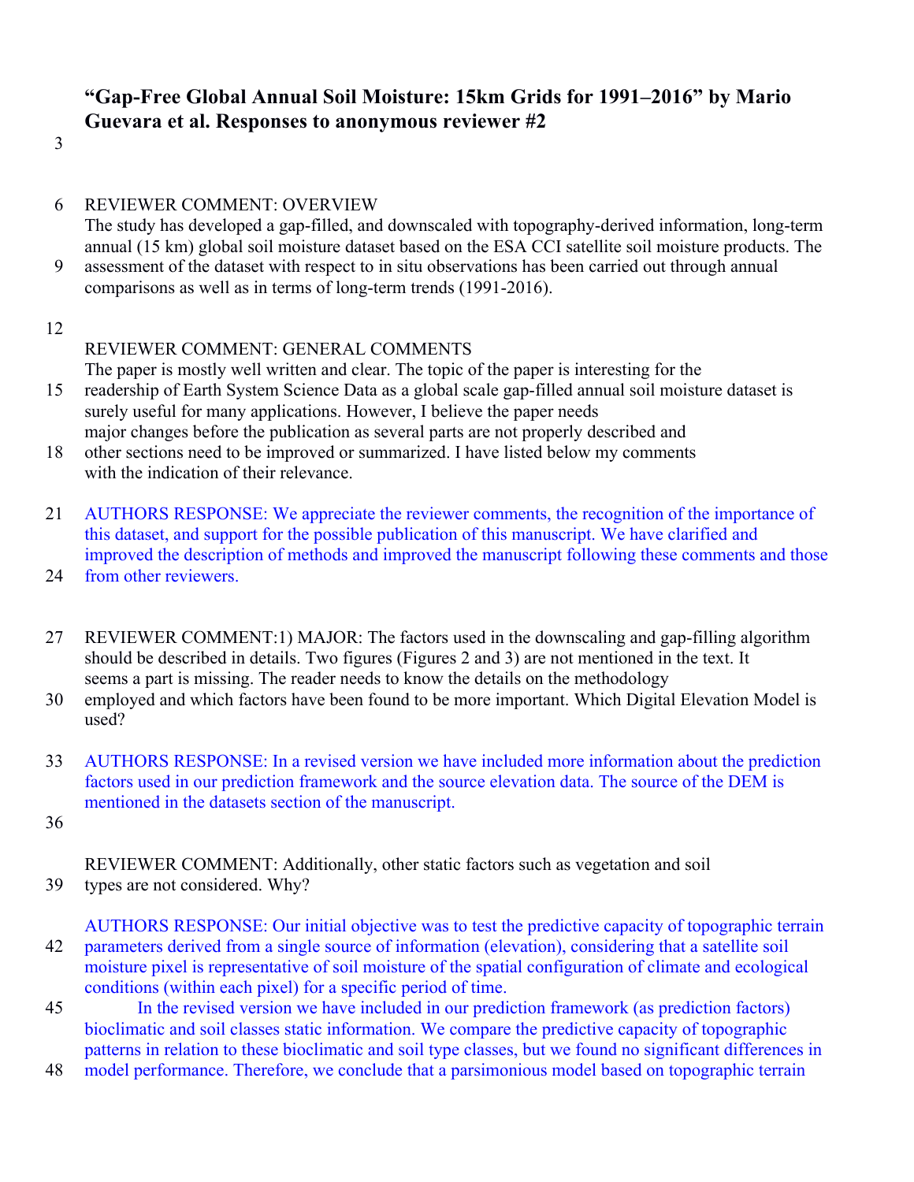# "Gap-Free Global Annual Soil Moisture: 15km Grids for 1991–2016" by Mario Guevara et al. Responses to anonymous reviewer #2

REVIEWER COMMENT: OVERVIEW
The study has developed a gap-filled, and downscaled with topography-derived information, long-term annual (15 km) global soil moisture dataset based on the ESA CCI satellite soil moisture products. The assessment of the dataset with respect to in situ observations has been carried out through annual comparisons as well as in terms of long-term trends (1991-2016).

REVIEWER COMMENT: GENERAL COMMENTS
The paper is mostly well written and clear. The topic of the paper is interesting for the readership of Earth System Science Data as a global scale gap-filled annual soil moisture dataset is surely useful for many applications. However, I believe the paper needs major changes before the publication as several parts are not properly described and other sections need to be improved or summarized. I have listed below my comments with the indication of their relevance.

AUTHORS RESPONSE: We appreciate the reviewer comments, the recognition of the importance of this dataset, and support for the possible publication of this manuscript. We have clarified and improved the description of methods and improved the manuscript following these comments and those from other reviewers.

REVIEWER COMMENT:1) MAJOR: The factors used in the downscaling and gap-filling algorithm should be described in details. Two figures (Figures 2 and 3) are not mentioned in the text. It seems a part is missing. The reader needs to know the details on the methodology employed and which factors have been found to be more important. Which Digital Elevation Model is used?

AUTHORS RESPONSE: In a revised version we have included more information about the prediction factors used in our prediction framework and the source elevation data. The source of the DEM is mentioned in the datasets section of the manuscript.

REVIEWER COMMENT: Additionally, other static factors such as vegetation and soil types are not considered. Why?

AUTHORS RESPONSE: Our initial objective was to test the predictive capacity of topographic terrain parameters derived from a single source of information (elevation), considering that a satellite soil moisture pixel is representative of soil moisture of the spatial configuration of climate and ecological conditions (within each pixel) for a specific period of time.

In the revised version we have included in our prediction framework (as prediction factors) bioclimatic and soil classes static information. We compare the predictive capacity of topographic patterns in relation to these bioclimatic and soil type classes, but we found no significant differences in model performance. Therefore, we conclude that a parsimonious model based on topographic terrain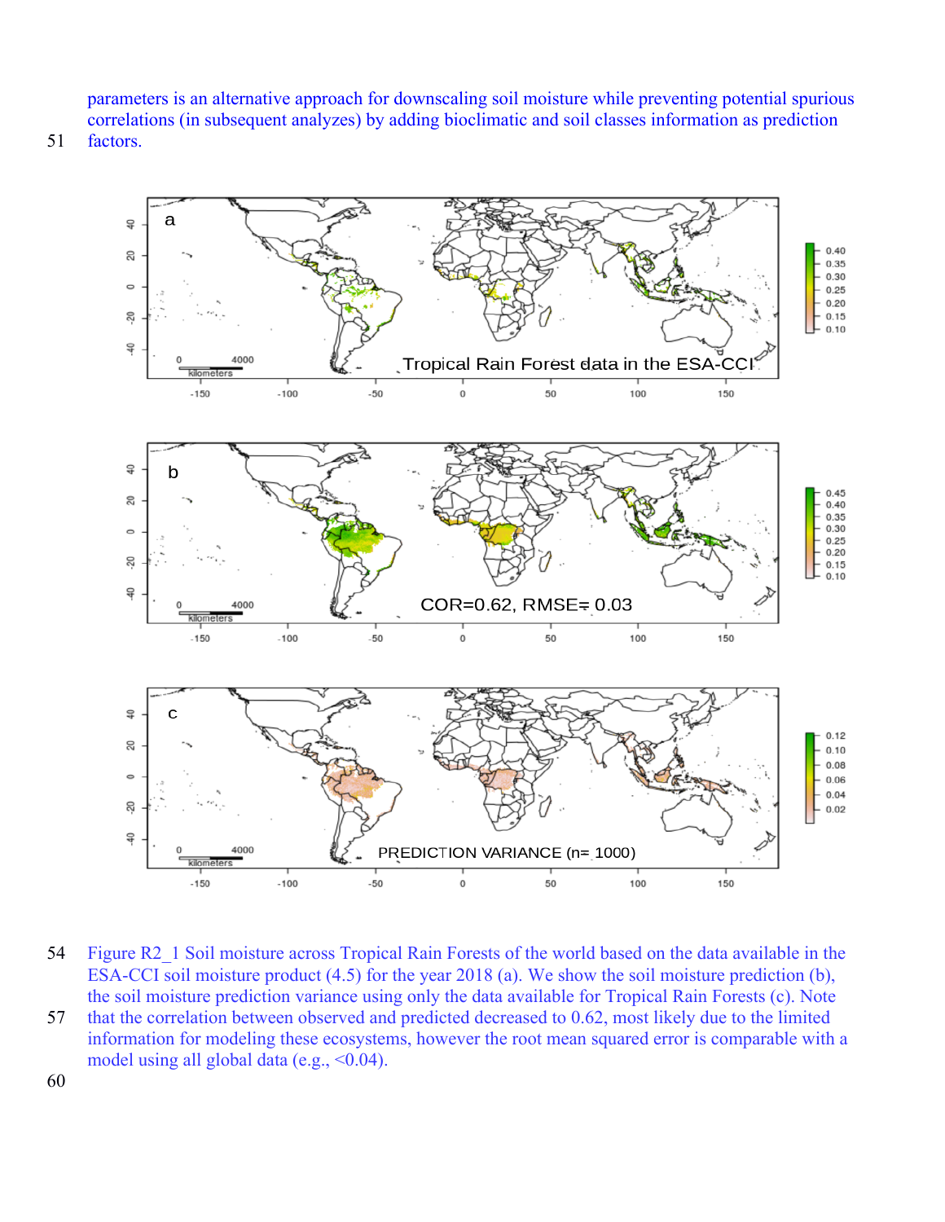parameters is an alternative approach for downscaling soil moisture while preventing potential spurious correlations (in subsequent analyzes) by adding bioclimatic and soil classes information as prediction factors.

Figure R2_1 Soil moisture across Tropical Rain Forests of the world based on the data available in the ESA-CCI soil moisture product (4.5) for the year 2018 (a). We show the soil moisture prediction (b), the soil moisture prediction variance using only the data available for Tropical Rain Forests (c). Note that the correlation between observed and predicted decreased to 0.62, most likely due to the limited information for modeling these ecosystems, however the root mean squared error is comparable with a model using all global data (e.g., <0.04).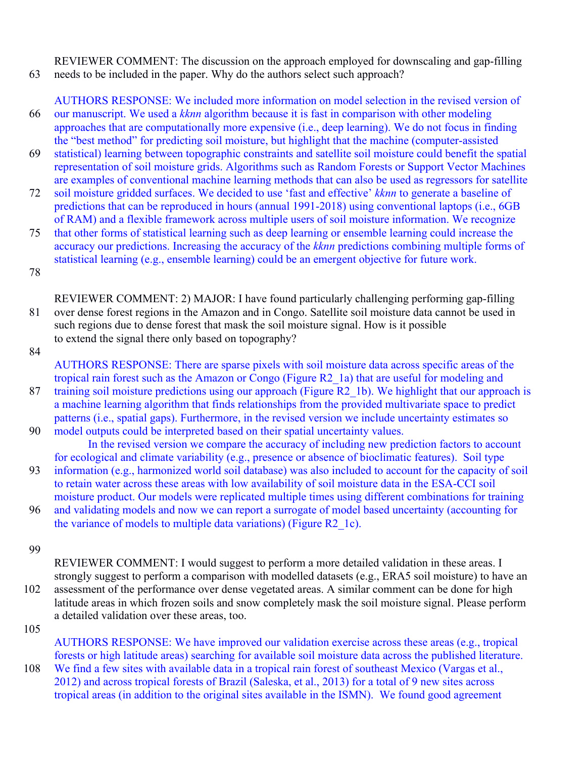REVIEWER COMMENT: The discussion on the approach employed for downscaling and gap-filling needs to be included in the paper. Why do the authors select such approach?

AUTHORS RESPONSE: We included more information on model selection in the revised version of our manuscript. We used a *kknn* algorithm because it is fast in comparison with other modeling approaches that are computationally more expensive (i.e., deep learning). We do not focus in finding the "best method" for predicting soil moisture, but highlight that the machine (computer-assisted statistical) learning between topographic constraints and satellite soil moisture could benefit the spatial representation of soil moisture grids. Algorithms such as Random Forests or Support Vector Machines are examples of conventional machine learning methods that can also be used as regressors for satellite soil moisture gridded surfaces. We decided to use 'fast and effective' *kknn* to generate a baseline of predictions that can be reproduced in hours (annual 1991-2018) using conventional laptops (i.e., 6GB of RAM) and a flexible framework across multiple users of soil moisture information. We recognize that other forms of statistical learning such as deep learning or ensemble learning could increase the accuracy our predictions. Increasing the accuracy of the *kknn* predictions combining multiple forms of statistical learning (e.g., ensemble learning) could be an emergent objective for future work.

REVIEWER COMMENT: 2) MAJOR: I have found particularly challenging performing gap-filling over dense forest regions in the Amazon and in Congo. Satellite soil moisture data cannot be used in such regions due to dense forest that mask the soil moisture signal. How is it possible to extend the signal there only based on topography?

AUTHORS RESPONSE: There are sparse pixels with soil moisture data across specific areas of the tropical rain forest such as the Amazon or Congo (Figure R2_1a) that are useful for modeling and training soil moisture predictions using our approach (Figure R2_1b). We highlight that our approach is a machine learning algorithm that finds relationships from the provided multivariate space to predict patterns (i.e., spatial gaps). Furthermore, in the revised version we include uncertainty estimates so model outputs could be interpreted based on their spatial uncertainty values.

In the revised version we compare the accuracy of including new prediction factors to account for ecological and climate variability (e.g., presence or absence of bioclimatic features). Soil type information (e.g., harmonized world soil database) was also included to account for the capacity of soil to retain water across these areas with low availability of soil moisture data in the ESA-CCI soil moisture product. Our models were replicated multiple times using different combinations for training and validating models and now we can report a surrogate of model based uncertainty (accounting for the variance of models to multiple data variations) (Figure R2_1c).

REVIEWER COMMENT: I would suggest to perform a more detailed validation in these areas. I strongly suggest to perform a comparison with modelled datasets (e.g., ERA5 soil moisture) to have an assessment of the performance over dense vegetated areas. A similar comment can be done for high latitude areas in which frozen soils and snow completely mask the soil moisture signal. Please perform a detailed validation over these areas, too.

AUTHORS RESPONSE: We have improved our validation exercise across these areas (e.g., tropical forests or high latitude areas) searching for available soil moisture data across the published literature. We find a few sites with available data in a tropical rain forest of southeast Mexico (Vargas et al., 2012) and across tropical forests of Brazil (Saleska, et al., 2013) for a total of 9 new sites across tropical areas (in addition to the original sites available in the ISMN). We found good agreement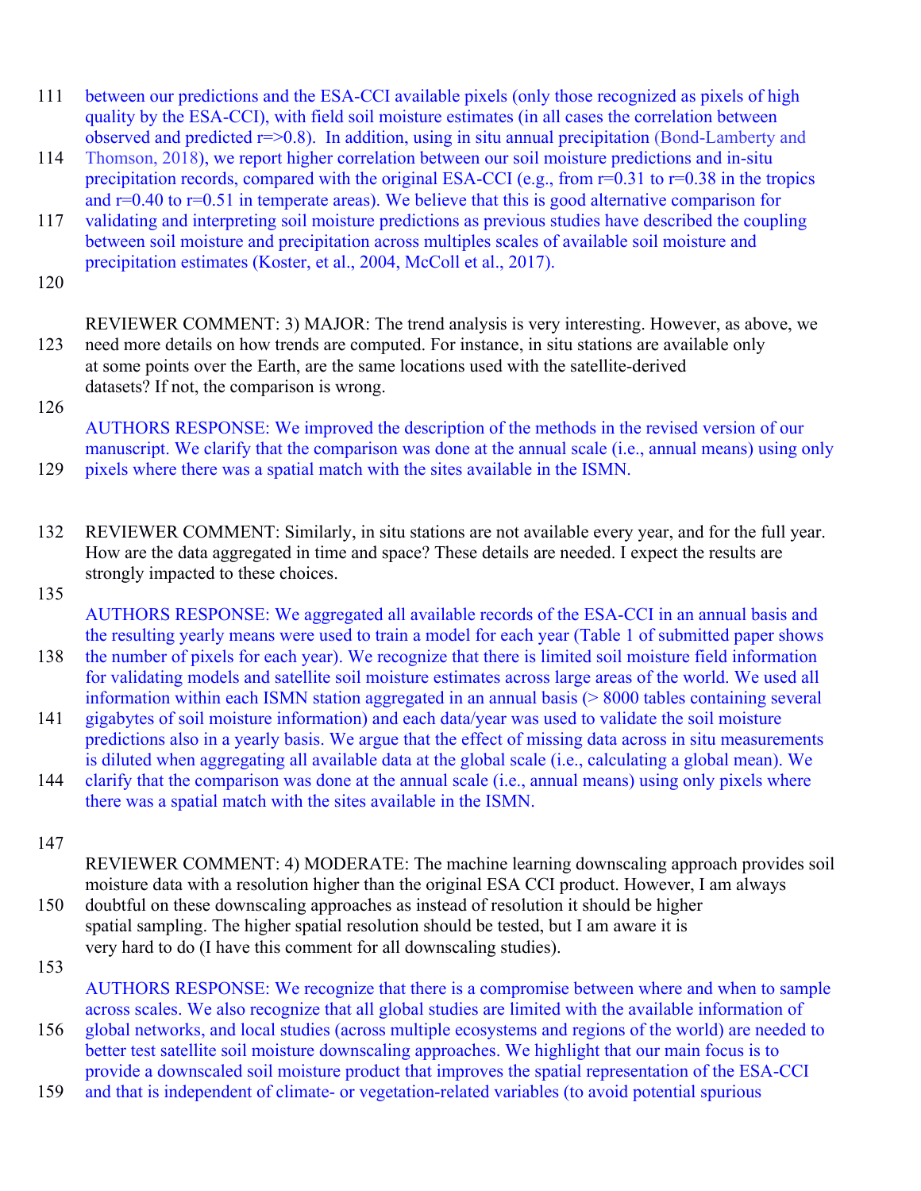between our predictions and the ESA-CCI available pixels (only those recognized as pixels of high quality by the ESA-CCI), with field soil moisture estimates (in all cases the correlation between observed and predicted r=>0.8). In addition, using in situ annual precipitation (Bond-Lamberty and Thomson, 2018), we report higher correlation between our soil moisture predictions and in-situ precipitation records, compared with the original ESA-CCI (e.g., from r=0.31 to r=0.38 in the tropics and r=0.40 to r=0.51 in temperate areas). We believe that this is good alternative comparison for validating and interpreting soil moisture predictions as previous studies have described the coupling between soil moisture and precipitation across multiples scales of available soil moisture and precipitation estimates (Koster, et al., 2004, McColl et al., 2017).

REVIEWER COMMENT: 3) MAJOR: The trend analysis is very interesting. However, as above, we need more details on how trends are computed. For instance, in situ stations are available only at some points over the Earth, are the same locations used with the satellite-derived datasets? If not, the comparison is wrong.

AUTHORS RESPONSE: We improved the description of the methods in the revised version of our manuscript. We clarify that the comparison was done at the annual scale (i.e., annual means) using only pixels where there was a spatial match with the sites available in the ISMN.

REVIEWER COMMENT: Similarly, in situ stations are not available every year, and for the full year. How are the data aggregated in time and space? These details are needed. I expect the results are strongly impacted to these choices.

AUTHORS RESPONSE: We aggregated all available records of the ESA-CCI in an annual basis and the resulting yearly means were used to train a model for each year (Table 1 of submitted paper shows the number of pixels for each year). We recognize that there is limited soil moisture field information for validating models and satellite soil moisture estimates across large areas of the world. We used all information within each ISMN station aggregated in an annual basis (> 8000 tables containing several gigabytes of soil moisture information) and each data/year was used to validate the soil moisture predictions also in a yearly basis. We argue that the effect of missing data across in situ measurements is diluted when aggregating all available data at the global scale (i.e., calculating a global mean). We clarify that the comparison was done at the annual scale (i.e., annual means) using only pixels where there was a spatial match with the sites available in the ISMN.

REVIEWER COMMENT: 4) MODERATE: The machine learning downscaling approach provides soil moisture data with a resolution higher than the original ESA CCI product. However, I am always doubtful on these downscaling approaches as instead of resolution it should be higher spatial sampling. The higher spatial resolution should be tested, but I am aware it is very hard to do (I have this comment for all downscaling studies).

AUTHORS RESPONSE: We recognize that there is a compromise between where and when to sample across scales. We also recognize that all global studies are limited with the available information of global networks, and local studies (across multiple ecosystems and regions of the world) are needed to better test satellite soil moisture downscaling approaches. We highlight that our main focus is to provide a downscaled soil moisture product that improves the spatial representation of the ESA-CCI and that is independent of climate- or vegetation-related variables (to avoid potential spurious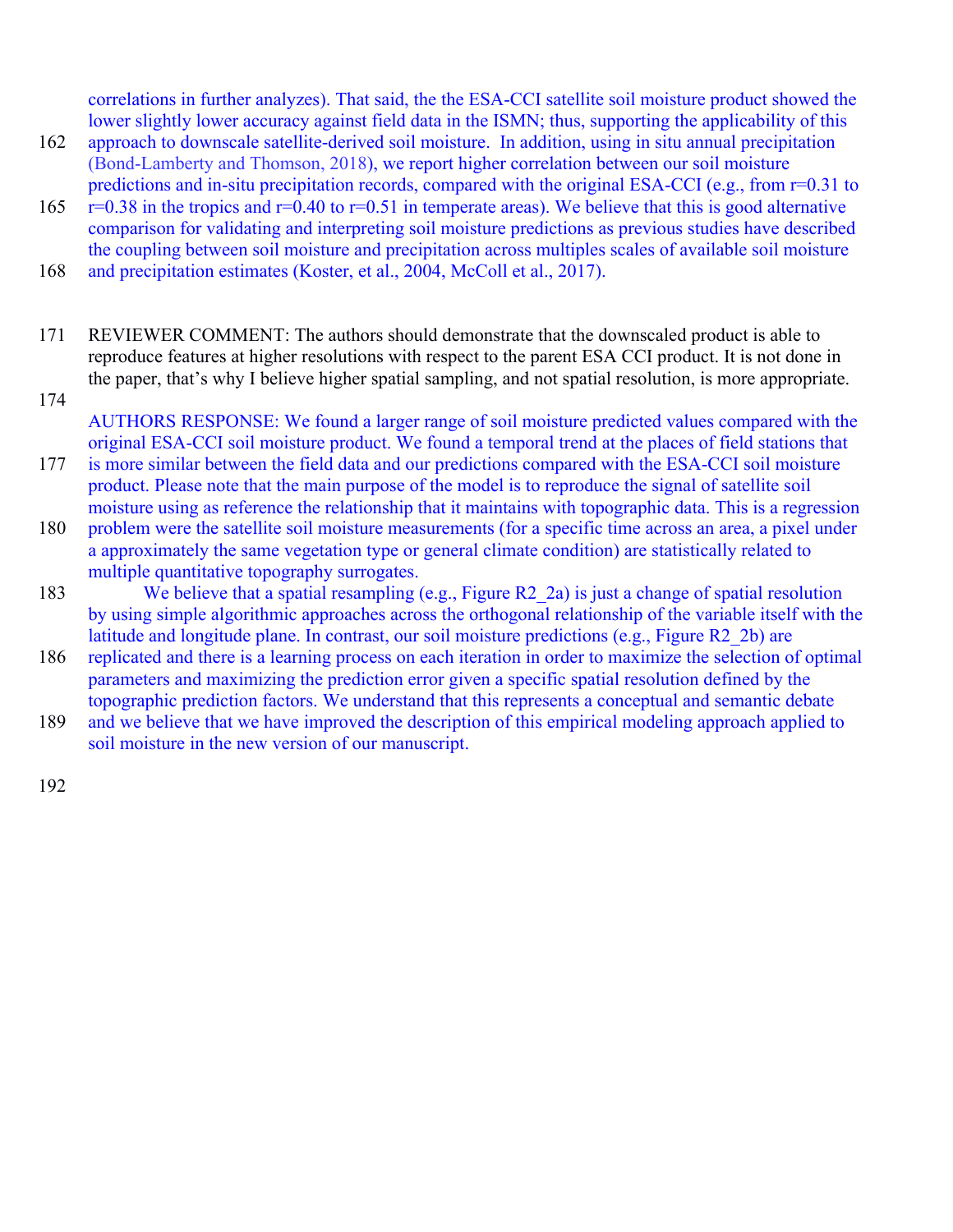correlations in further analyzes). That said, the the ESA-CCI satellite soil moisture product showed the lower slightly lower accuracy against field data in the ISMN; thus, supporting the applicability of this approach to downscale satellite-derived soil moisture. In addition, using in situ annual precipitation (Bond-Lamberty and Thomson, 2018), we report higher correlation between our soil moisture predictions and in-situ precipitation records, compared with the original ESA-CCI (e.g., from r=0.31 to r=0.38 in the tropics and r=0.40 to r=0.51 in temperate areas). We believe that this is good alternative comparison for validating and interpreting soil moisture predictions as previous studies have described the coupling between soil moisture and precipitation across multiples scales of available soil moisture and precipitation estimates (Koster, et al., 2004, McColl et al., 2017).

REVIEWER COMMENT: The authors should demonstrate that the downscaled product is able to reproduce features at higher resolutions with respect to the parent ESA CCI product. It is not done in the paper, that's why I believe higher spatial sampling, and not spatial resolution, is more appropriate.

AUTHORS RESPONSE: We found a larger range of soil moisture predicted values compared with the original ESA-CCI soil moisture product. We found a temporal trend at the places of field stations that is more similar between the field data and our predictions compared with the ESA-CCI soil moisture product. Please note that the main purpose of the model is to reproduce the signal of satellite soil moisture using as reference the relationship that it maintains with topographic data. This is a regression problem were the satellite soil moisture measurements (for a specific time across an area, a pixel under a approximately the same vegetation type or general climate condition) are statistically related to multiple quantitative topography surrogates.

We believe that a spatial resampling (e.g., Figure R2_2a) is just a change of spatial resolution by using simple algorithmic approaches across the orthogonal relationship of the variable itself with the latitude and longitude plane. In contrast, our soil moisture predictions (e.g., Figure R2_2b) are replicated and there is a learning process on each iteration in order to maximize the selection of optimal parameters and maximizing the prediction error given a specific spatial resolution defined by the topographic prediction factors. We understand that this represents a conceptual and semantic debate and we believe that we have improved the description of this empirical modeling approach applied to soil moisture in the new version of our manuscript.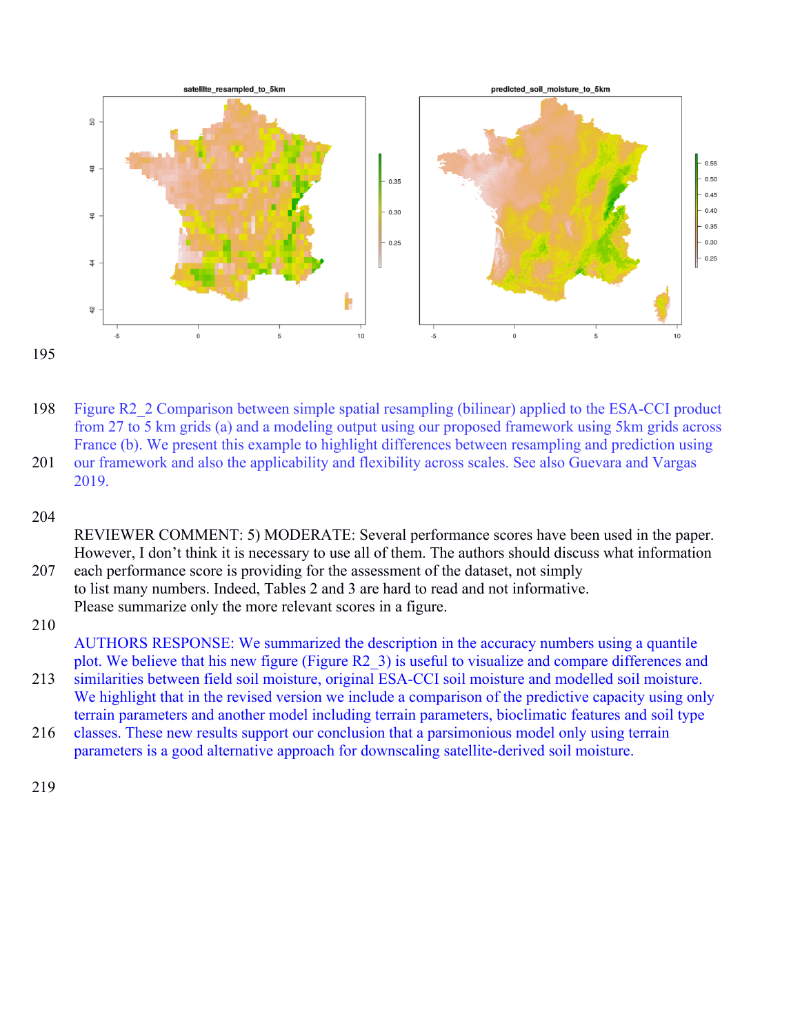Figure R2_2 Comparison between simple spatial resampling (bilinear) applied to the ESA-CCI product from 27 to 5 km grids (a) and a modeling output using our proposed framework using 5km grids across France (b). We present this example to highlight differences between resampling and prediction using our framework and also the applicability and flexibility across scales. See also Guevara and Vargas 2019.

REVIEWER COMMENT: 5) MODERATE: Several performance scores have been used in the paper. However, I don't think it is necessary to use all of them. The authors should discuss what information each performance score is providing for the assessment of the dataset, not simply to list many numbers. Indeed, Tables 2 and 3 are hard to read and not informative. Please summarize only the more relevant scores in a figure.

AUTHORS RESPONSE: We summarized the description in the accuracy numbers using a quantile plot. We believe that his new figure (Figure R2_3) is useful to visualize and compare differences and similarities between field soil moisture, original ESA-CCI soil moisture and modelled soil moisture. We highlight that in the revised version we include a comparison of the predictive capacity using only terrain parameters and another model including terrain parameters, bioclimatic features and soil type classes. These new results support our conclusion that a parsimonious model only using terrain parameters is a good alternative approach for downscaling satellite-derived soil moisture.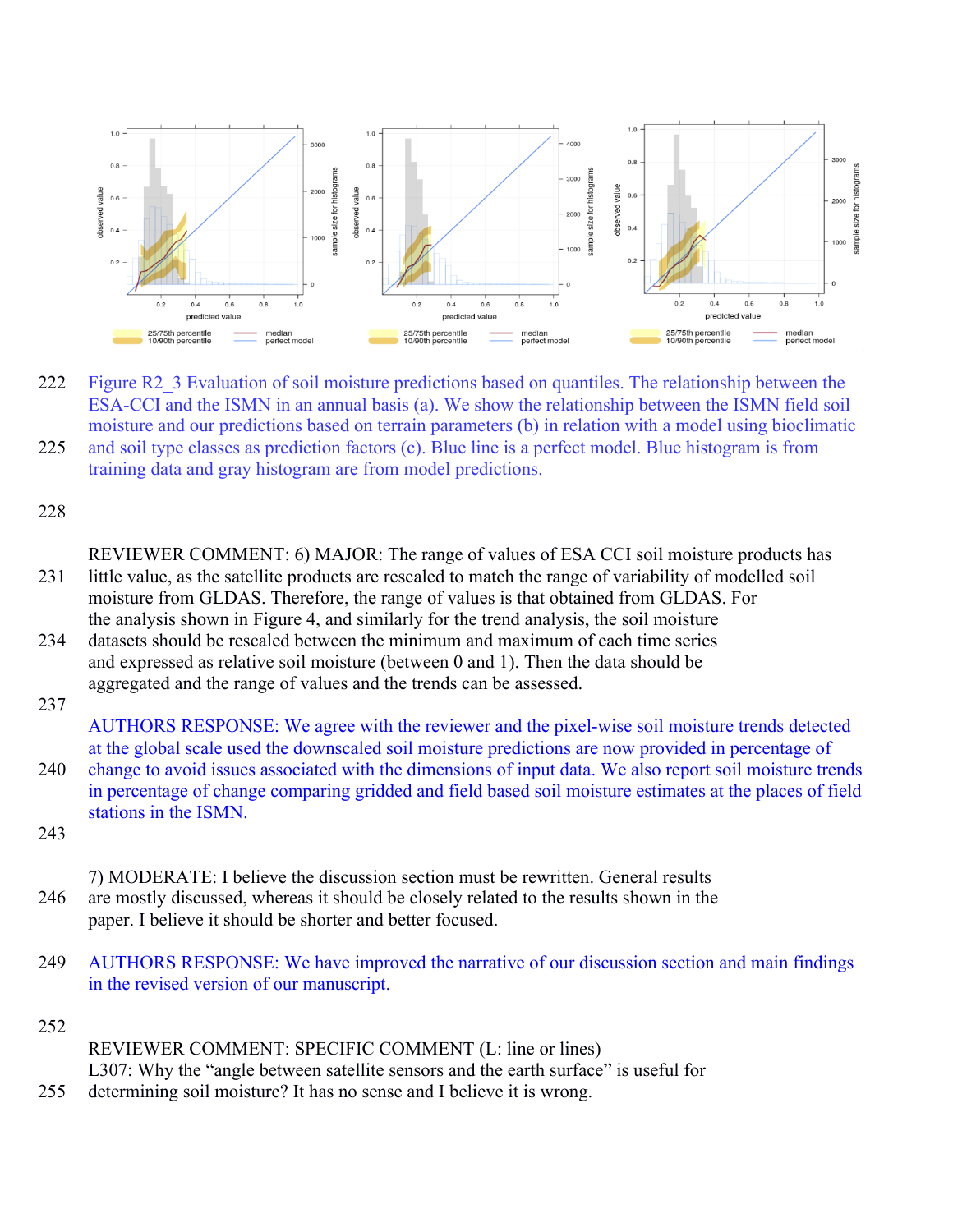Figure R2_3 Evaluation of soil moisture predictions based on quantiles. The relationship between the ESA-CCI and the ISMN in an annual basis (a). We show the relationship between the ISMN field soil moisture and our predictions based on terrain parameters (b) in relation with a model using bioclimatic and soil type classes as prediction factors (c). Blue line is a perfect model. Blue histogram is from training data and gray histogram are from model predictions.

REVIEWER COMMENT: 6) MAJOR: The range of values of ESA CCI soil moisture products has little value, as the satellite products are rescaled to match the range of variability of modelled soil moisture from GLDAS. Therefore, the range of values is that obtained from GLDAS. For the analysis shown in Figure 4, and similarly for the trend analysis, the soil moisture datasets should be rescaled between the minimum and maximum of each time series and expressed as relative soil moisture (between 0 and 1). Then the data should be aggregated and the range of values and the trends can be assessed.

AUTHORS RESPONSE: We agree with the reviewer and the pixel-wise soil moisture trends detected at the global scale used the downscaled soil moisture predictions are now provided in percentage of change to avoid issues associated with the dimensions of input data. We also report soil moisture trends in percentage of change comparing gridded and field based soil moisture estimates at the places of field stations in the ISMN.

7) MODERATE: I believe the discussion section must be rewritten. General results are mostly discussed, whereas it should be closely related to the results shown in the paper. I believe it should be shorter and better focused.

AUTHORS RESPONSE: We have improved the narrative of our discussion section and main findings in the revised version of our manuscript.

REVIEWER COMMENT: SPECIFIC COMMENT (L: line or lines)
L307: Why the "angle between satellite sensors and the earth surface" is useful for determining soil moisture? It has no sense and I believe it is wrong.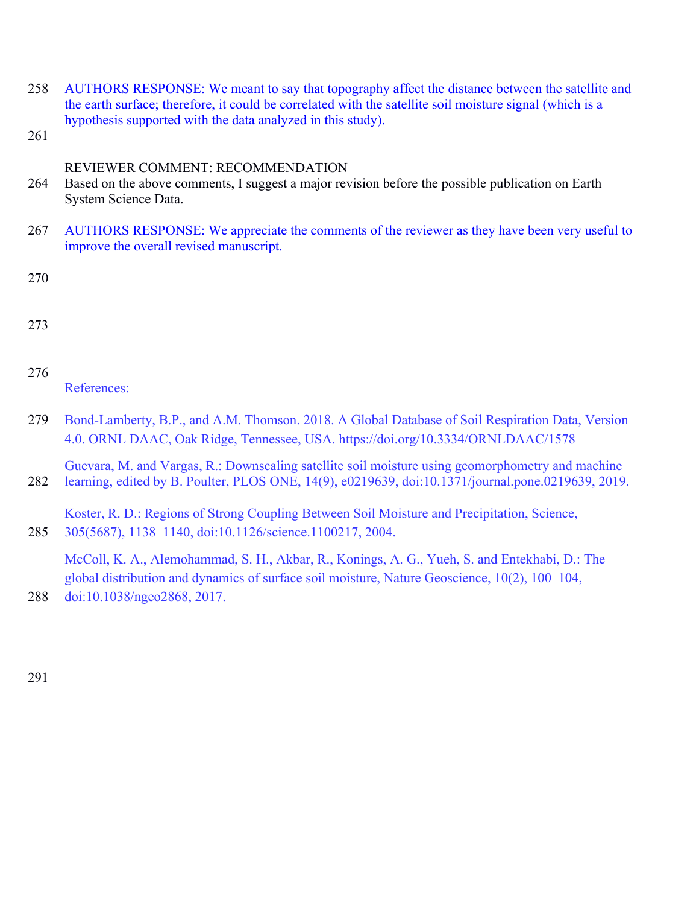AUTHORS RESPONSE: We meant to say that topography affect the distance between the satellite and the earth surface; therefore, it could be correlated with the satellite soil moisture signal (which is a hypothesis supported with the data analyzed in this study).

REVIEWER COMMENT: RECOMMENDATION
Based on the above comments, I suggest a major revision before the possible publication on Earth System Science Data.

AUTHORS RESPONSE: We appreciate the comments of the reviewer as they have been very useful to improve the overall revised manuscript.

References:

Bond-Lamberty, B.P., and A.M. Thomson. 2018. A Global Database of Soil Respiration Data, Version 4.0. ORNL DAAC, Oak Ridge, Tennessee, USA. https://doi.org/10.3334/ORNLDAAC/1578

Guevara, M. and Vargas, R.: Downscaling satellite soil moisture using geomorphometry and machine learning, edited by B. Poulter, PLOS ONE, 14(9), e0219639, doi:10.1371/journal.pone.0219639, 2019.

Koster, R. D.: Regions of Strong Coupling Between Soil Moisture and Precipitation, Science, 305(5687), 1138–1140, doi:10.1126/science.1100217, 2004.

McColl, K. A., Alemohammad, S. H., Akbar, R., Konings, A. G., Yueh, S. and Entekhabi, D.: The global distribution and dynamics of surface soil moisture, Nature Geoscience, 10(2), 100–104, doi:10.1038/ngeo2868, 2017.